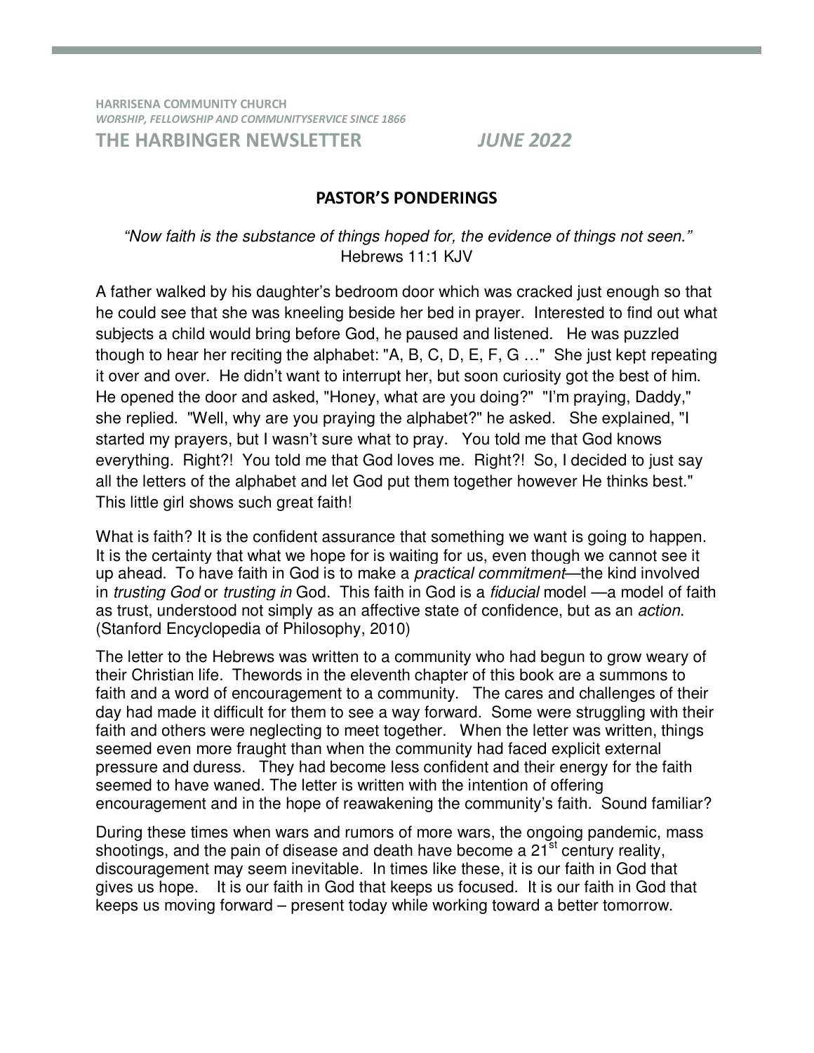HARRISENA COMMUNITY CHURCH

*WORSHIP, FELLOWSHIP AND COMMUNITYSERVICE SINCE 1866*

# THE HARBINGER NEWSLETTER *JUNE 2022*

## PASTOR'S PONDERINGS

*"Now faith is the substance of things hoped for, the evidence of things not seen."*
Hebrews 11:1 KJV

A father walked by his daughter's bedroom door which was cracked just enough so that he could see that she was kneeling beside her bed in prayer. Interested to find out what subjects a child would bring before God, he paused and listened. He was puzzled though to hear her reciting the alphabet: "A, B, C, D, E, F, G …" She just kept repeating it over and over. He didn't want to interrupt her, but soon curiosity got the best of him. He opened the door and asked, "Honey, what are you doing?" "I'm praying, Daddy," she replied. "Well, why are you praying the alphabet?" he asked. She explained, "I started my prayers, but I wasn't sure what to pray. You told me that God knows everything. Right?! You told me that God loves me. Right?! So, I decided to just say all the letters of the alphabet and let God put them together however He thinks best." This little girl shows such great faith!

What is faith? It is the confident assurance that something we want is going to happen. It is the certainty that what we hope for is waiting for us, even though we cannot see it up ahead. To have faith in God is to make a *practical commitment*—the kind involved in *trusting God* or *trusting in* God. This faith in God is a *fiducial* model —a model of faith as trust, understood not simply as an affective state of confidence, but as an *action*. (Stanford Encyclopedia of Philosophy, 2010)

The letter to the Hebrews was written to a community who had begun to grow weary of their Christian life. Thewords in the eleventh chapter of this book are a summons to faith and a word of encouragement to a community. The cares and challenges of their day had made it difficult for them to see a way forward. Some were struggling with their faith and others were neglecting to meet together. When the letter was written, things seemed even more fraught than when the community had faced explicit external pressure and duress. They had become less confident and their energy for the faith seemed to have waned. The letter is written with the intention of offering encouragement and in the hope of reawakening the community's faith. Sound familiar?

During these times when wars and rumors of more wars, the ongoing pandemic, mass shootings, and the pain of disease and death have become a 21st century reality, discouragement may seem inevitable. In times like these, it is our faith in God that gives us hope. It is our faith in God that keeps us focused. It is our faith in God that keeps us moving forward – present today while working toward a better tomorrow.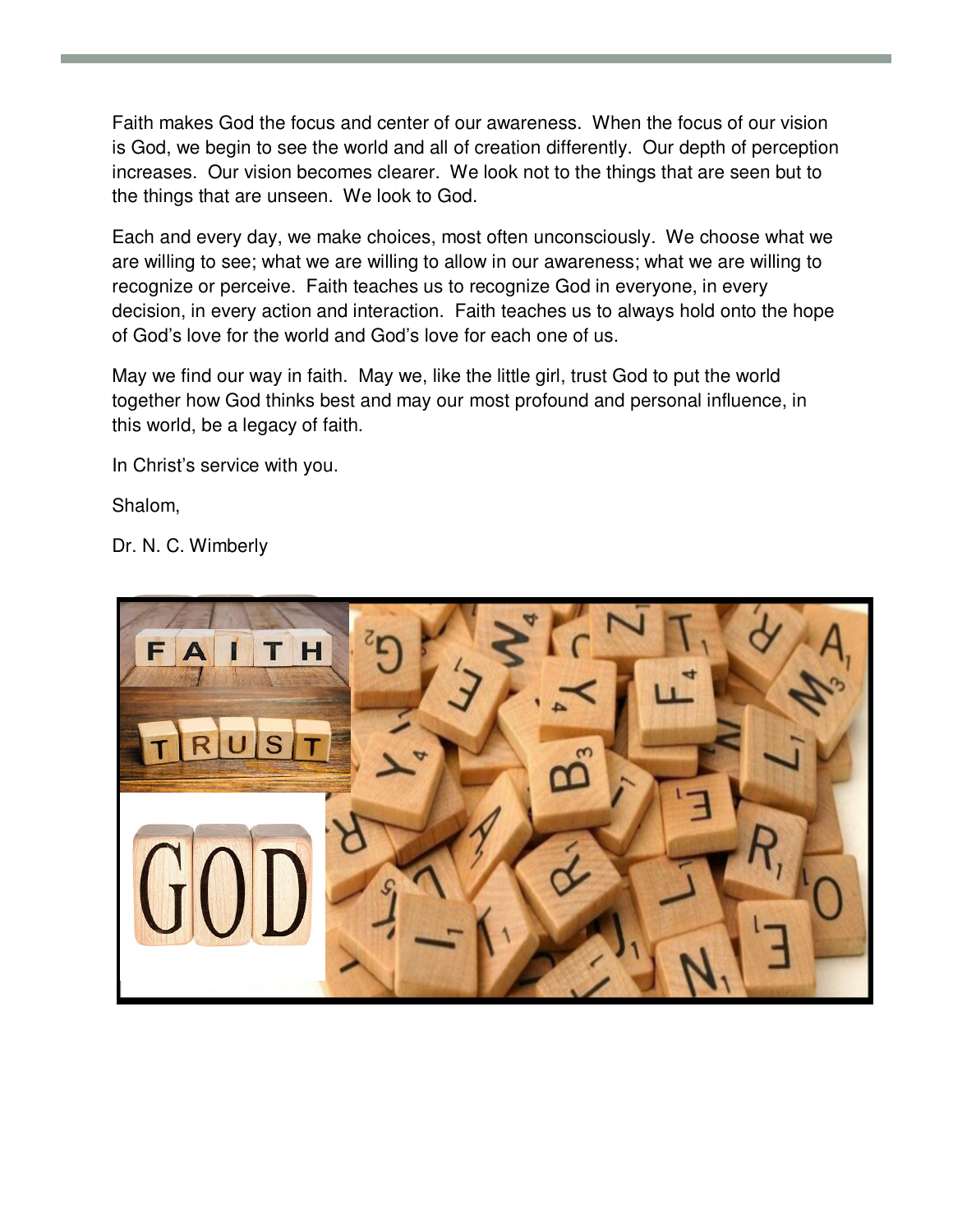Faith makes God the focus and center of our awareness. When the focus of our vision is God, we begin to see the world and all of creation differently. Our depth of perception increases. Our vision becomes clearer. We look not to the things that are seen but to the things that are unseen. We look to God.

Each and every day, we make choices, most often unconsciously. We choose what we are willing to see; what we are willing to allow in our awareness; what we are willing to recognize or perceive. Faith teaches us to recognize God in everyone, in every decision, in every action and interaction. Faith teaches us to always hold onto the hope of God's love for the world and God's love for each one of us.

May we find our way in faith. May we, like the little girl, trust God to put the world together how God thinks best and may our most profound and personal influence, in this world, be a legacy of faith.

In Christ's service with you.

Shalom,

Dr. N. C. Wimberly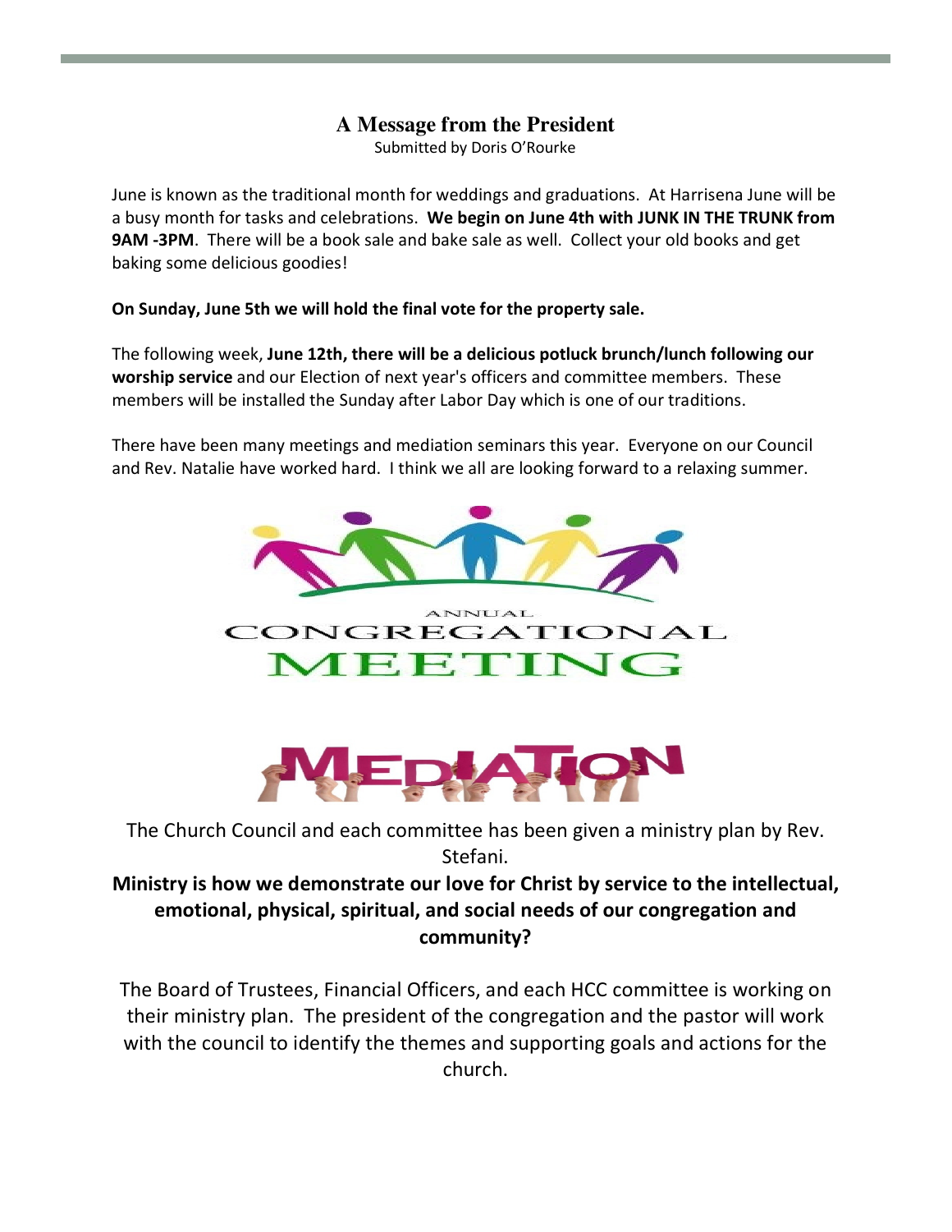## A Message from the President

Submitted by Doris O'Rourke

June is known as the traditional month for weddings and graduations. At Harrisena June will be a busy month for tasks and celebrations. **We begin on June 4th with JUNK IN THE TRUNK from 9AM -3PM**. There will be a book sale and bake sale as well. Collect your old books and get baking some delicious goodies!

**On Sunday, June 5th we will hold the final vote for the property sale.**

The following week, **June 12th, there will be a delicious potluck brunch/lunch following our worship service** and our Election of next year's officers and committee members. These members will be installed the Sunday after Labor Day which is one of our traditions.

There have been many meetings and mediation seminars this year. Everyone on our Council and Rev. Natalie have worked hard. I think we all are looking forward to a relaxing summer.

ANNUAL CONGREGATIONAL MEETING

MEDIATION

The Church Council and each committee has been given a ministry plan by Rev. Stefani.

**Ministry is how we demonstrate our love for Christ by service to the intellectual, emotional, physical, spiritual, and social needs of our congregation and community?**

The Board of Trustees, Financial Officers, and each HCC committee is working on their ministry plan. The president of the congregation and the pastor will work with the council to identify the themes and supporting goals and actions for the church.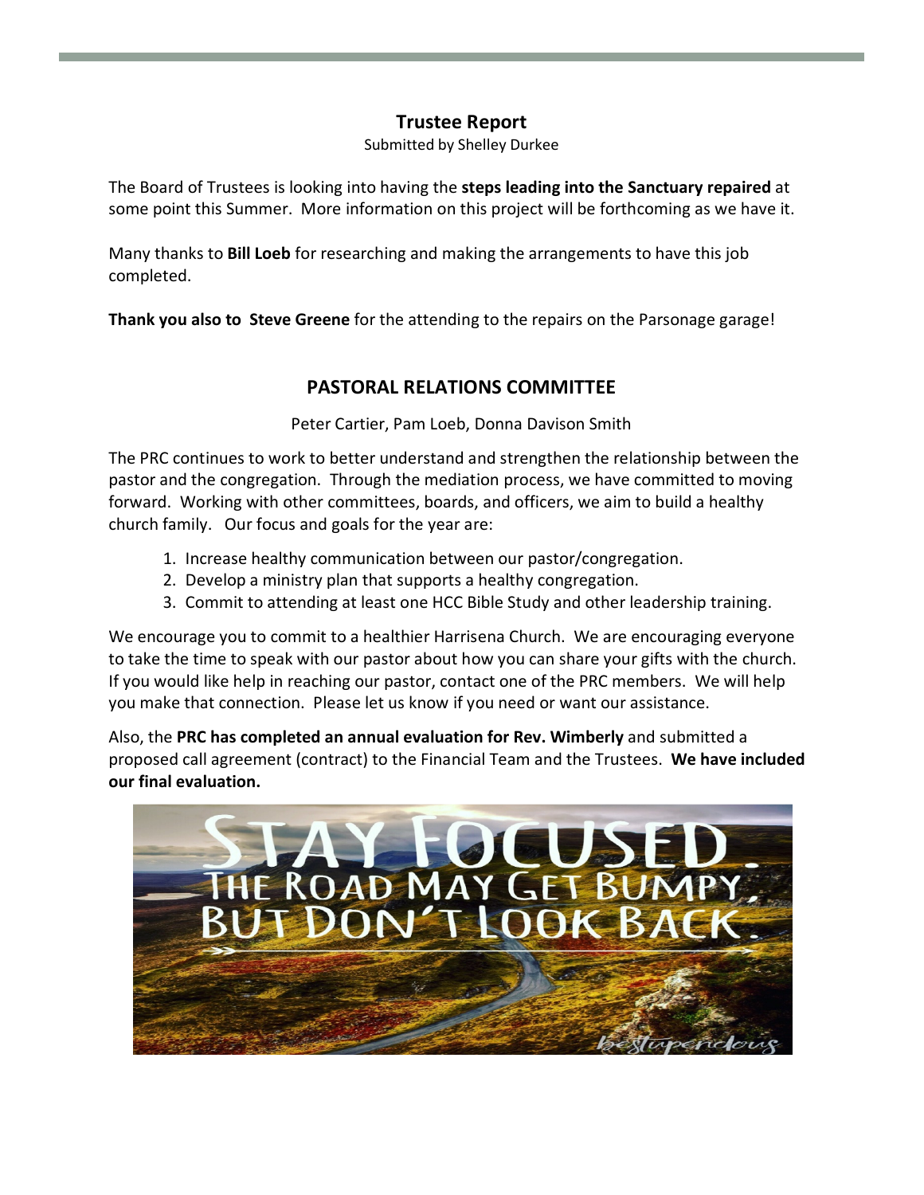## Trustee Report

Submitted by Shelley Durkee

The Board of Trustees is looking into having the **steps leading into the Sanctuary repaired** at some point this Summer. More information on this project will be forthcoming as we have it.

Many thanks to **Bill Loeb** for researching and making the arrangements to have this job completed.

**Thank you also to Steve Greene** for the attending to the repairs on the Parsonage garage!

## PASTORAL RELATIONS COMMITTEE

Peter Cartier, Pam Loeb, Donna Davison Smith

The PRC continues to work to better understand and strengthen the relationship between the pastor and the congregation. Through the mediation process, we have committed to moving forward. Working with other committees, boards, and officers, we aim to build a healthy church family. Our focus and goals for the year are:

1. Increase healthy communication between our pastor/congregation.
2. Develop a ministry plan that supports a healthy congregation.
3. Commit to attending at least one HCC Bible Study and other leadership training.

We encourage you to commit to a healthier Harrisena Church. We are encouraging everyone to take the time to speak with our pastor about how you can share your gifts with the church. If you would like help in reaching our pastor, contact one of the PRC members. We will help you make that connection. Please let us know if you need or want our assistance.

Also, the **PRC has completed an annual evaluation for Rev. Wimberly** and submitted a proposed call agreement (contract) to the Financial Team and the Trustees. **We have included our final evaluation.**

STAY FOCUSED. THE ROAD MAY GET BUMPY, BUT DON'T LOOK BACK.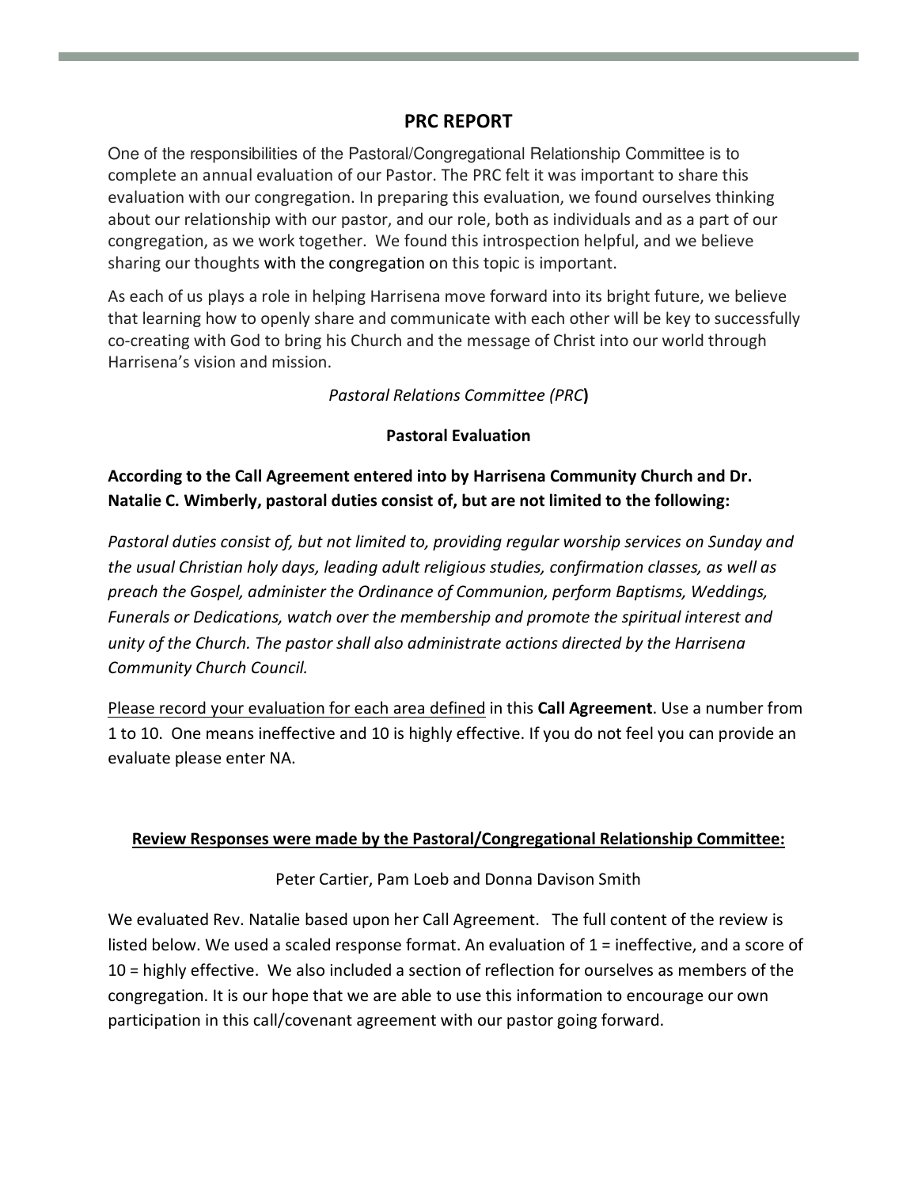## PRC REPORT

One of the responsibilities of the Pastoral/Congregational Relationship Committee is to complete an annual evaluation of our Pastor. The PRC felt it was important to share this evaluation with our congregation. In preparing this evaluation, we found ourselves thinking about our relationship with our pastor, and our role, both as individuals and as a part of our congregation, as we work together. We found this introspection helpful, and we believe sharing our thoughts with the congregation on this topic is important.

As each of us plays a role in helping Harrisena move forward into its bright future, we believe that learning how to openly share and communicate with each other will be key to successfully co-creating with God to bring his Church and the message of Christ into our world through Harrisena's vision and mission.

*Pastoral Relations Committee (PRC)*

**Pastoral Evaluation**

**According to the Call Agreement entered into by Harrisena Community Church and Dr. Natalie C. Wimberly, pastoral duties consist of, but are not limited to the following:**

*Pastoral duties consist of, but not limited to, providing regular worship services on Sunday and the usual Christian holy days, leading adult religious studies, confirmation classes, as well as preach the Gospel, administer the Ordinance of Communion, perform Baptisms, Weddings, Funerals or Dedications, watch over the membership and promote the spiritual interest and unity of the Church. The pastor shall also administrate actions directed by the Harrisena Community Church Council.*

<u>Please record your evaluation for each area defined</u> in this **Call Agreement**. Use a number from 1 to 10. One means ineffective and 10 is highly effective. If you do not feel you can provide an evaluate please enter NA.

**<u>Review Responses were made by the Pastoral/Congregational Relationship Committee:</u>**

Peter Cartier, Pam Loeb and Donna Davison Smith

We evaluated Rev. Natalie based upon her Call Agreement. The full content of the review is listed below. We used a scaled response format. An evaluation of 1 = ineffective, and a score of 10 = highly effective. We also included a section of reflection for ourselves as members of the congregation. It is our hope that we are able to use this information to encourage our own participation in this call/covenant agreement with our pastor going forward.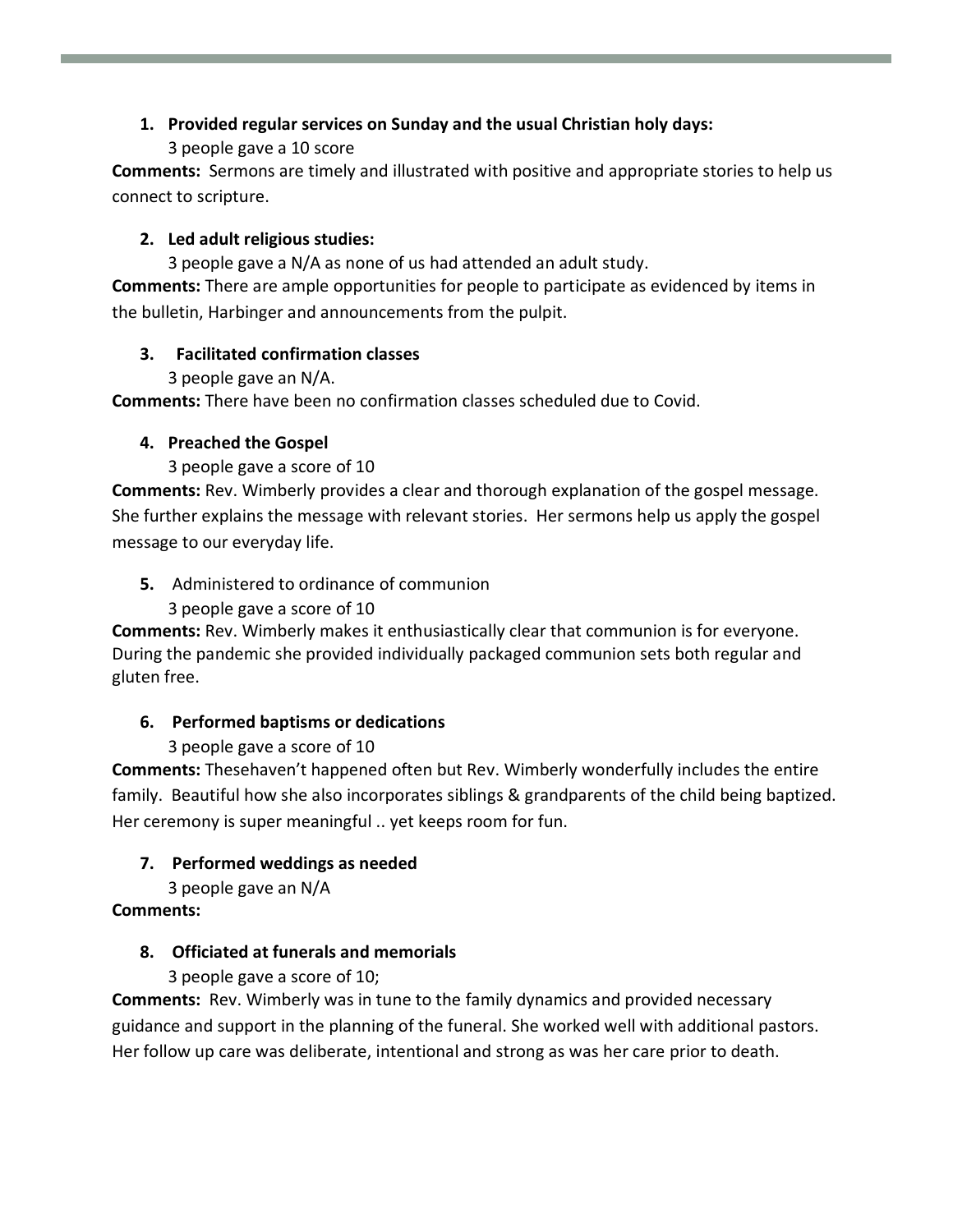1. **Provided regular services on Sunday and the usual Christian holy days:**
   3 people gave a 10 score

**Comments:** Sermons are timely and illustrated with positive and appropriate stories to help us connect to scripture.

2. **Led adult religious studies:**
   3 people gave a N/A as none of us had attended an adult study.

**Comments:** There are ample opportunities for people to participate as evidenced by items in the bulletin, Harbinger and announcements from the pulpit.

3. **Facilitated confirmation classes**
   3 people gave an N/A.

**Comments:** There have been no confirmation classes scheduled due to Covid.

4. **Preached the Gospel**
   3 people gave a score of 10

**Comments:** Rev. Wimberly provides a clear and thorough explanation of the gospel message. She further explains the message with relevant stories. Her sermons help us apply the gospel message to our everyday life.

5. Administered to ordinance of communion
   3 people gave a score of 10

**Comments:** Rev. Wimberly makes it enthusiastically clear that communion is for everyone. During the pandemic she provided individually packaged communion sets both regular and gluten free.

6. **Performed baptisms or dedications**
   3 people gave a score of 10

**Comments:** Thesehaven't happened often but Rev. Wimberly wonderfully includes the entire family. Beautiful how she also incorporates siblings & grandparents of the child being baptized. Her ceremony is super meaningful .. yet keeps room for fun.

7. **Performed weddings as needed**
   3 people gave an N/A

**Comments:**

8. **Officiated at funerals and memorials**
   3 people gave a score of 10;

**Comments:** Rev. Wimberly was in tune to the family dynamics and provided necessary guidance and support in the planning of the funeral. She worked well with additional pastors. Her follow up care was deliberate, intentional and strong as was her care prior to death.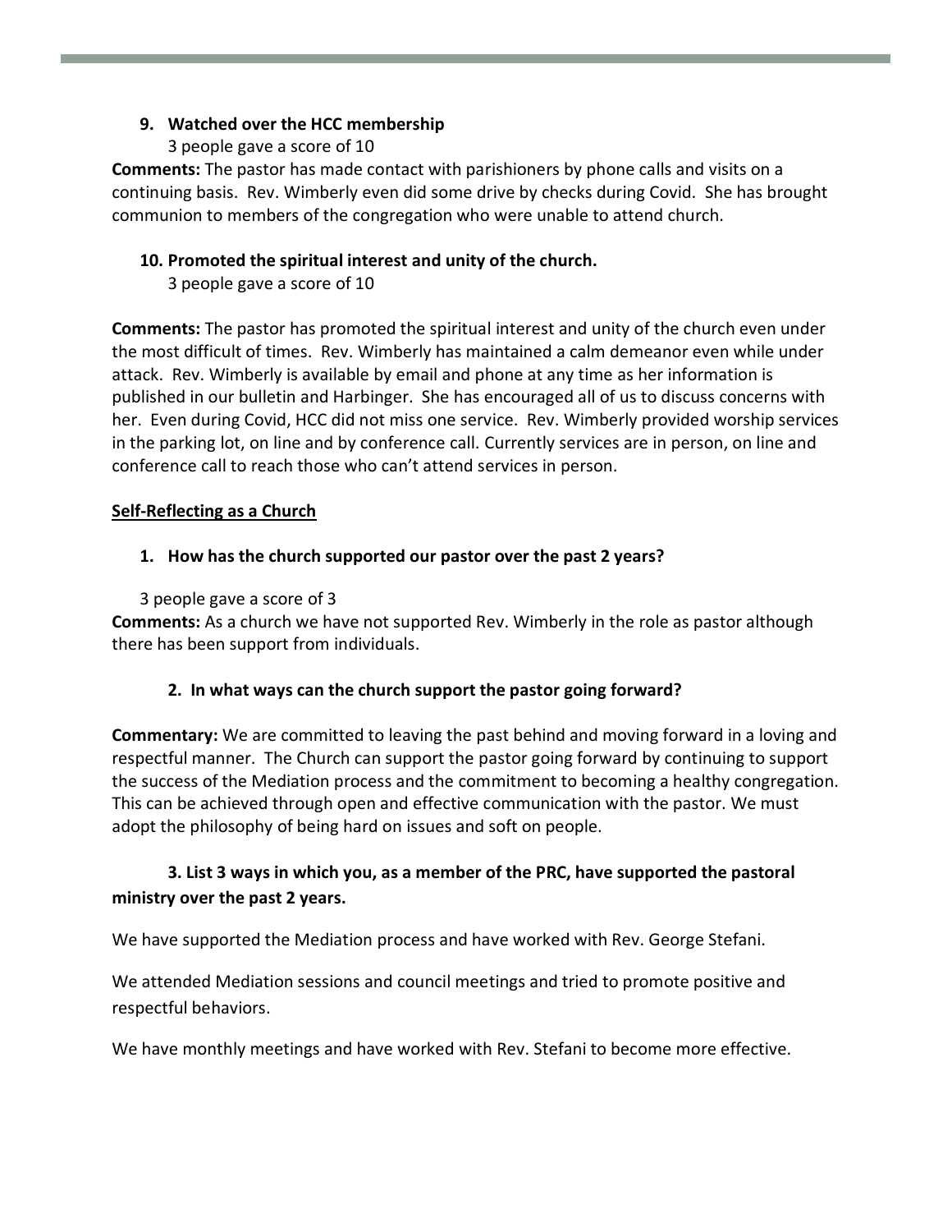9. **Watched over the HCC membership**

   3 people gave a score of 10

**Comments:** The pastor has made contact with parishioners by phone calls and visits on a continuing basis. Rev. Wimberly even did some drive by checks during Covid. She has brought communion to members of the congregation who were unable to attend church.

10. **Promoted the spiritual interest and unity of the church.**

    3 people gave a score of 10

**Comments:** The pastor has promoted the spiritual interest and unity of the church even under the most difficult of times. Rev. Wimberly has maintained a calm demeanor even while under attack. Rev. Wimberly is available by email and phone at any time as her information is published in our bulletin and Harbinger. She has encouraged all of us to discuss concerns with her. Even during Covid, HCC did not miss one service. Rev. Wimberly provided worship services in the parking lot, on line and by conference call. Currently services are in person, on line and conference call to reach those who can't attend services in person.

<u>**Self-Reflecting as a Church**</u>

1. **How has the church supported our pastor over the past 2 years?**

   3 people gave a score of 3

**Comments:** As a church we have not supported Rev. Wimberly in the role as pastor although there has been support from individuals.

2. **In what ways can the church support the pastor going forward?**

**Commentary:** We are committed to leaving the past behind and moving forward in a loving and respectful manner. The Church can support the pastor going forward by continuing to support the success of the Mediation process and the commitment to becoming a healthy congregation. This can be achieved through open and effective communication with the pastor. We must adopt the philosophy of being hard on issues and soft on people.

**3. List 3 ways in which you, as a member of the PRC, have supported the pastoral ministry over the past 2 years.**

We have supported the Mediation process and have worked with Rev. George Stefani.

We attended Mediation sessions and council meetings and tried to promote positive and respectful behaviors.

We have monthly meetings and have worked with Rev. Stefani to become more effective.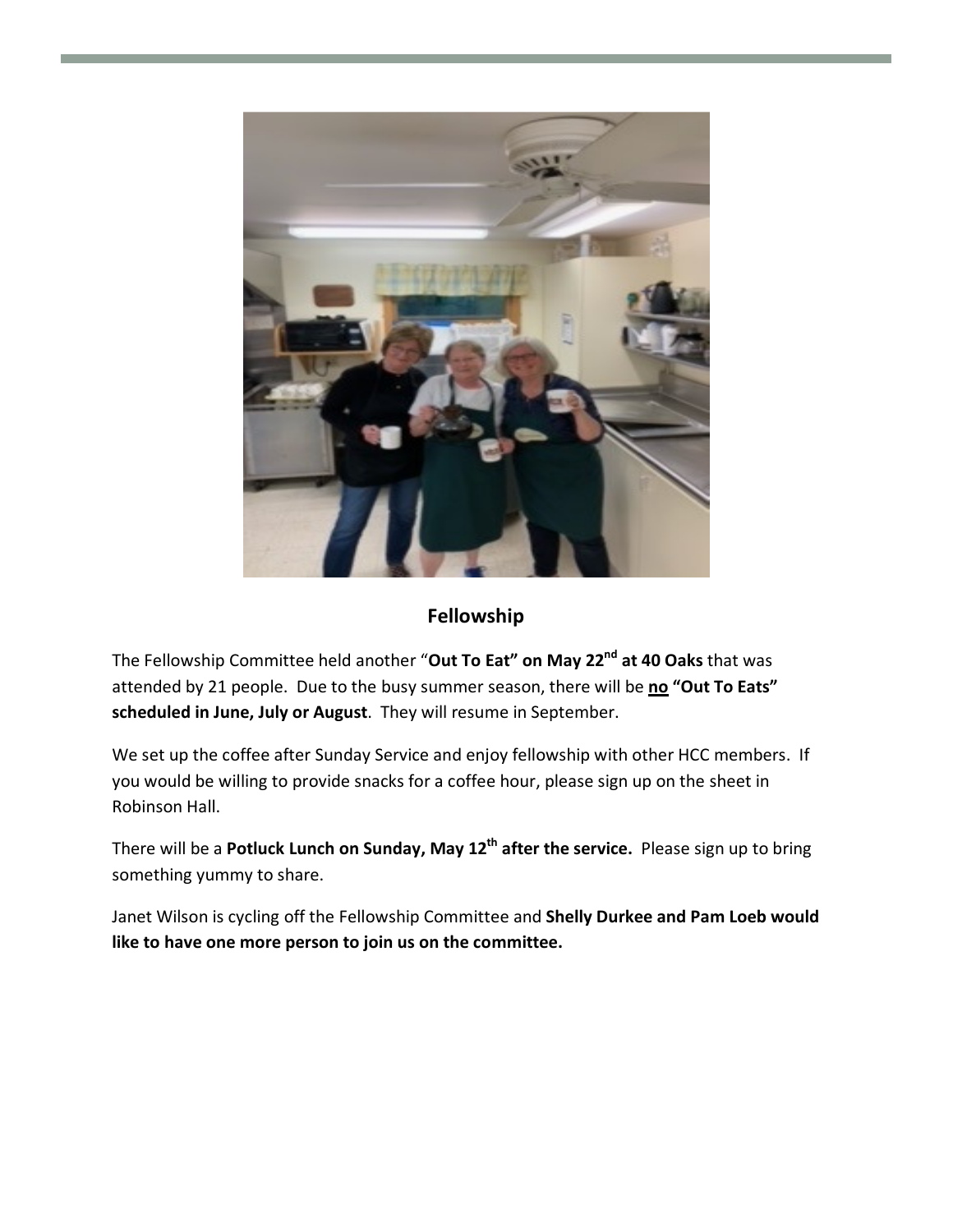## Fellowship

The Fellowship Committee held another "**Out To Eat" on May 22[nd] at 40 Oaks** that was attended by 21 people. Due to the busy summer season, there will be **no "Out To Eats" scheduled in June, July or August**. They will resume in September.

We set up the coffee after Sunday Service and enjoy fellowship with other HCC members. If you would be willing to provide snacks for a coffee hour, please sign up on the sheet in Robinson Hall.

There will be a **Potluck Lunch on Sunday, May 12[th] after the service.** Please sign up to bring something yummy to share.

Janet Wilson is cycling off the Fellowship Committee and **Shelly Durkee and Pam Loeb would like to have one more person to join us on the committee.**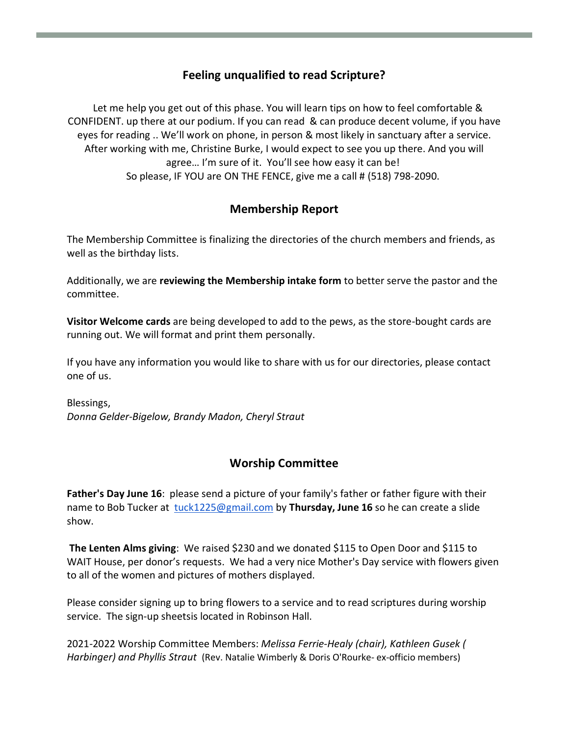## Feeling unqualified to read Scripture?

Let me help you get out of this phase. You will learn tips on how to feel comfortable & CONFIDENT. up there at our podium. If you can read & can produce decent volume, if you have eyes for reading .. We'll work on phone, in person & most likely in sanctuary after a service. After working with me, Christine Burke, I would expect to see you up there. And you will agree… I'm sure of it. You'll see how easy it can be!
So please, IF YOU are ON THE FENCE, give me a call # (518) 798-2090.

## Membership Report

The Membership Committee is finalizing the directories of the church members and friends, as well as the birthday lists.

Additionally, we are **reviewing the Membership intake form** to better serve the pastor and the committee.

**Visitor Welcome cards** are being developed to add to the pews, as the store-bought cards are running out. We will format and print them personally.

If you have any information you would like to share with us for our directories, please contact one of us.

Blessings,
*Donna Gelder-Bigelow, Brandy Madon, Cheryl Straut*

## Worship Committee

**Father's Day June 16**: please send a picture of your family's father or father figure with their name to Bob Tucker at tuck1225@gmail.com by **Thursday, June 16** so he can create a slide show.

**The Lenten Alms giving**: We raised $230 and we donated $115 to Open Door and $115 to WAIT House, per donor's requests. We had a very nice Mother's Day service with flowers given to all of the women and pictures of mothers displayed.

Please consider signing up to bring flowers to a service and to read scriptures during worship service. The sign-up sheetsis located in Robinson Hall.

2021-2022 Worship Committee Members: *Melissa Ferrie-Healy (chair), Kathleen Gusek ( Harbinger) and Phyllis Straut* (Rev. Natalie Wimberly & Doris O'Rourke- ex-officio members)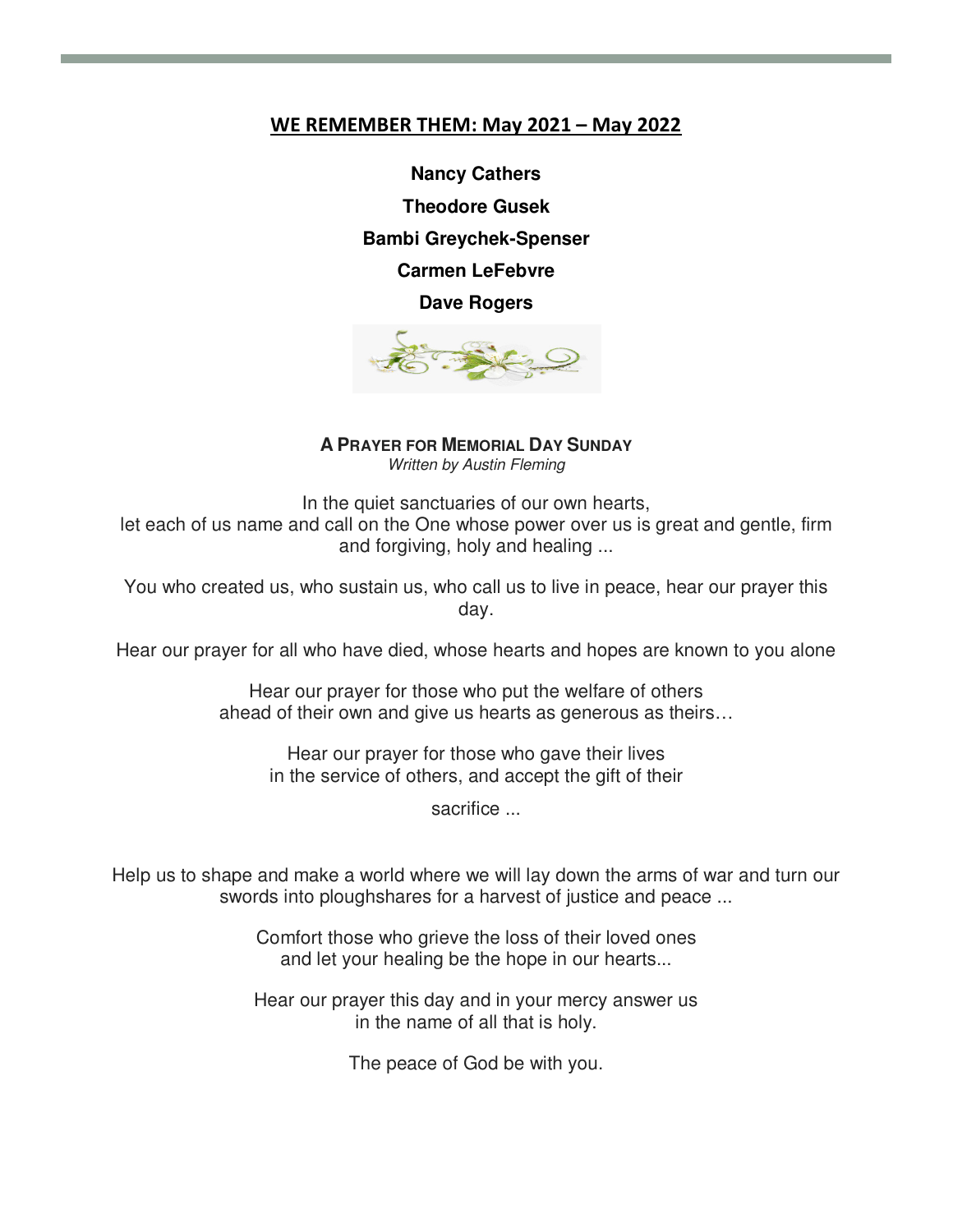## WE REMEMBER THEM: May 2021 – May 2022

**Nancy Cathers**

**Theodore Gusek**

**Bambi Greychek-Spenser**

**Carmen LeFebvre**

**Dave Rogers**

### A PRAYER FOR MEMORIAL DAY SUNDAY

*Written by Austin Fleming*

In the quiet sanctuaries of our own hearts,
let each of us name and call on the One whose power over us is great and gentle, firm and forgiving, holy and healing ...

You who created us, who sustain us, who call us to live in peace, hear our prayer this day.

Hear our prayer for all who have died, whose hearts and hopes are known to you alone

Hear our prayer for those who put the welfare of others
ahead of their own and give us hearts as generous as theirs…

Hear our prayer for those who gave their lives
in the service of others, and accept the gift of their

sacrifice ...

Help us to shape and make a world where we will lay down the arms of war and turn our swords into ploughshares for a harvest of justice and peace ...

Comfort those who grieve the loss of their loved ones
and let your healing be the hope in our hearts...

Hear our prayer this day and in your mercy answer us
in the name of all that is holy.

The peace of God be with you.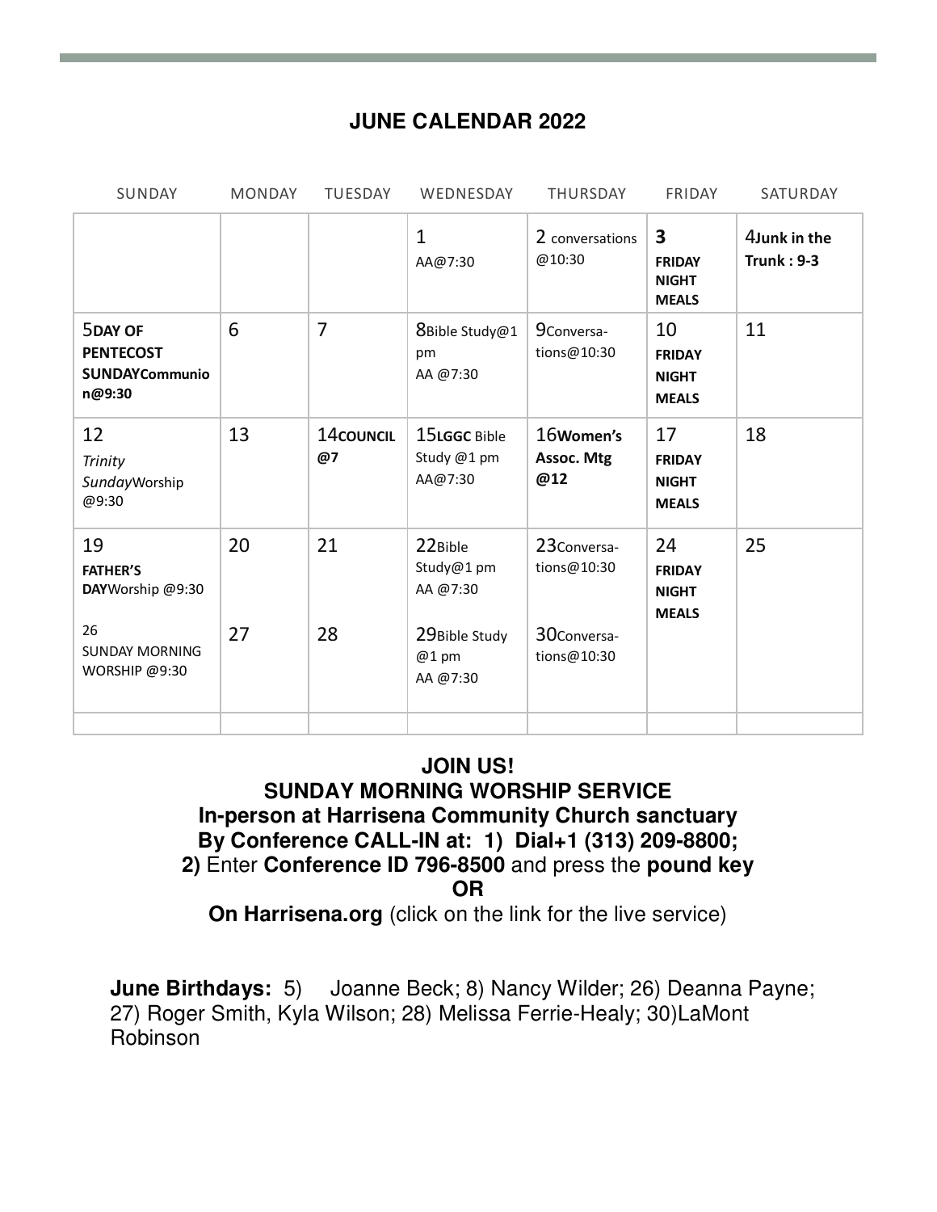## JUNE CALENDAR 2022

| SUNDAY | MONDAY | TUESDAY | WEDNESDAY | THURSDAY | FRIDAY | SATURDAY |
|---|---|---|---|---|---|---|
| | | | 1 AA@7:30 | 2 conversations @10:30 | **3 FRIDAY NIGHT MEALS** | 4**Junk in the Trunk : 9-3** |
| 5**DAY OF PENTECOST SUNDAYCommunion@9:30** | 6 | 7 | 8Bible Study@1 pm AA @7:30 | 9Conversa-tions@10:30 | 10 **FRIDAY NIGHT MEALS** | 11 |
| 12 *Trinity Sunday*Worship @9:30 | 13 | 14**COUNCIL @7** | 15**LGGC** Bible Study @1 pm AA@7:30 | 16**Women's Assoc. Mtg @12** | 17 **FRIDAY NIGHT MEALS** | 18 |
| 19 **FATHER'S DAY**Worship @9:30 | 20 | 21 | 22Bible Study@1 pm AA @7:30 | 23Conversa-tions@10:30 | 24 **FRIDAY NIGHT MEALS** | 25 |
| 26 SUNDAY MORNING WORSHIP @9:30 | 27 | 28 | 29Bible Study @1 pm AA @7:30 | 30Conversa-tions@10:30 | | |

**JOIN US!**
**SUNDAY MORNING WORSHIP SERVICE**
**In-person at Harrisena Community Church sanctuary**
**By Conference CALL-IN at: 1) Dial+1 (313) 209-8800;**
**2)** Enter **Conference ID 796-8500** and press the **pound key**
**OR**
**On Harrisena.org** (click on the link for the live service)

**June Birthdays:** 5) Joanne Beck; 8) Nancy Wilder; 26) Deanna Payne; 27) Roger Smith, Kyla Wilson; 28) Melissa Ferrie-Healy; 30)LaMont Robinson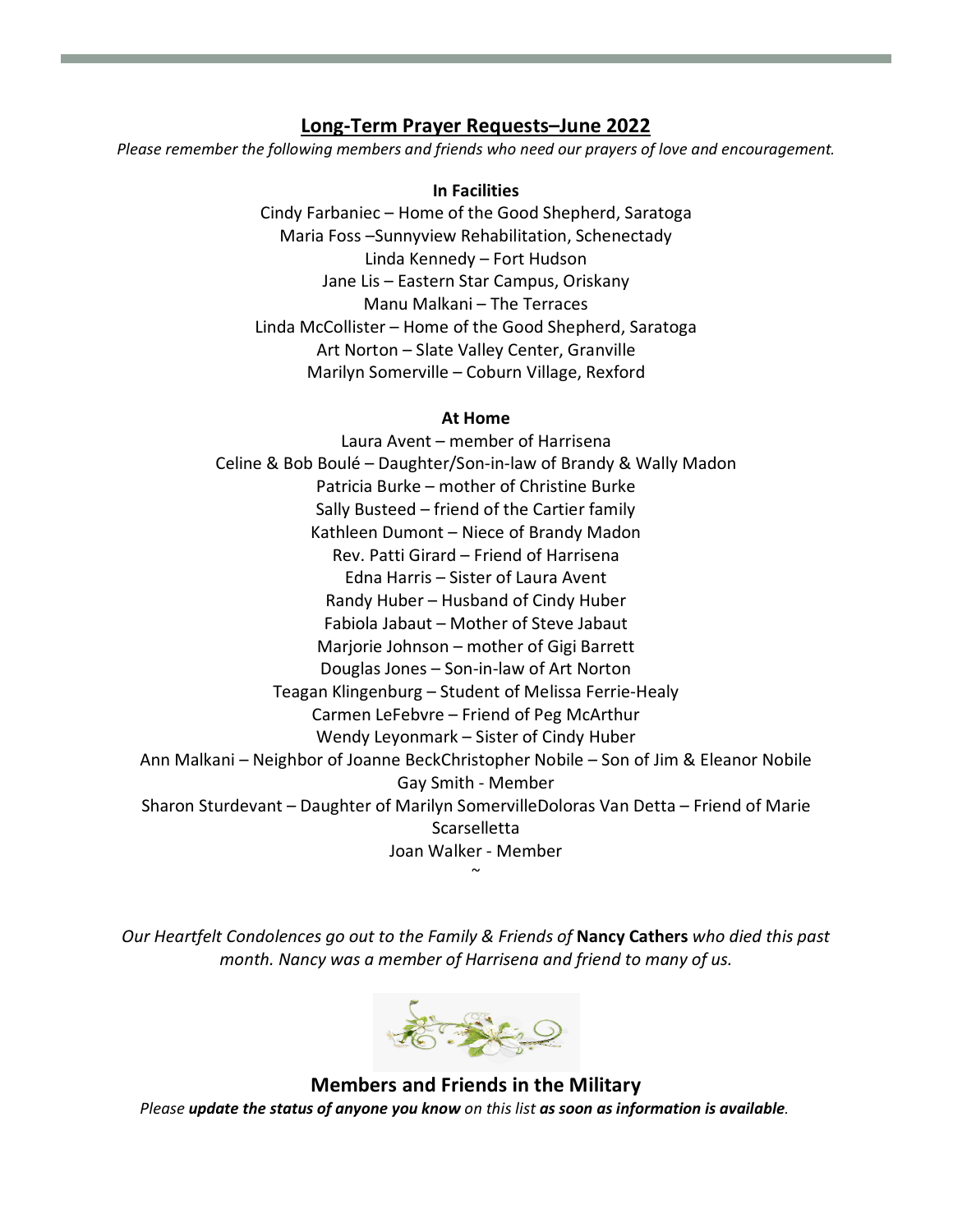## Long-Term Prayer Requests–June 2022

*Please remember the following members and friends who need our prayers of love and encouragement.*

**In Facilities**

Cindy Farbaniec – Home of the Good Shepherd, Saratoga
Maria Foss –Sunnyview Rehabilitation, Schenectady
Linda Kennedy – Fort Hudson
Jane Lis – Eastern Star Campus, Oriskany
Manu Malkani – The Terraces
Linda McCollister – Home of the Good Shepherd, Saratoga
Art Norton – Slate Valley Center, Granville
Marilyn Somerville – Coburn Village, Rexford

**At Home**

Laura Avent – member of Harrisena
Celine & Bob Boulé – Daughter/Son-in-law of Brandy & Wally Madon
Patricia Burke – mother of Christine Burke
Sally Busteed – friend of the Cartier family
Kathleen Dumont – Niece of Brandy Madon
Rev. Patti Girard – Friend of Harrisena
Edna Harris – Sister of Laura Avent
Randy Huber – Husband of Cindy Huber
Fabiola Jabaut – Mother of Steve Jabaut
Marjorie Johnson – mother of Gigi Barrett
Douglas Jones – Son-in-law of Art Norton
Teagan Klingenburg – Student of Melissa Ferrie-Healy
Carmen LeFebvre – Friend of Peg McArthur
Wendy Leyonmark – Sister of Cindy Huber
Ann Malkani – Neighbor of Joanne BeckChristopher Nobile – Son of Jim & Eleanor Nobile
Gay Smith - Member
Sharon Sturdevant – Daughter of Marilyn SomervilleDoloras Van Detta – Friend of Marie Scarselletta
Joan Walker - Member

~

*Our Heartfelt Condolences go out to the Family & Friends of* **Nancy Cathers** *who died this past month. Nancy was a member of Harrisena and friend to many of us.*

### Members and Friends in the Military

*Please* ***update the status of anyone you know*** *on this list* ***as soon as information is available****.*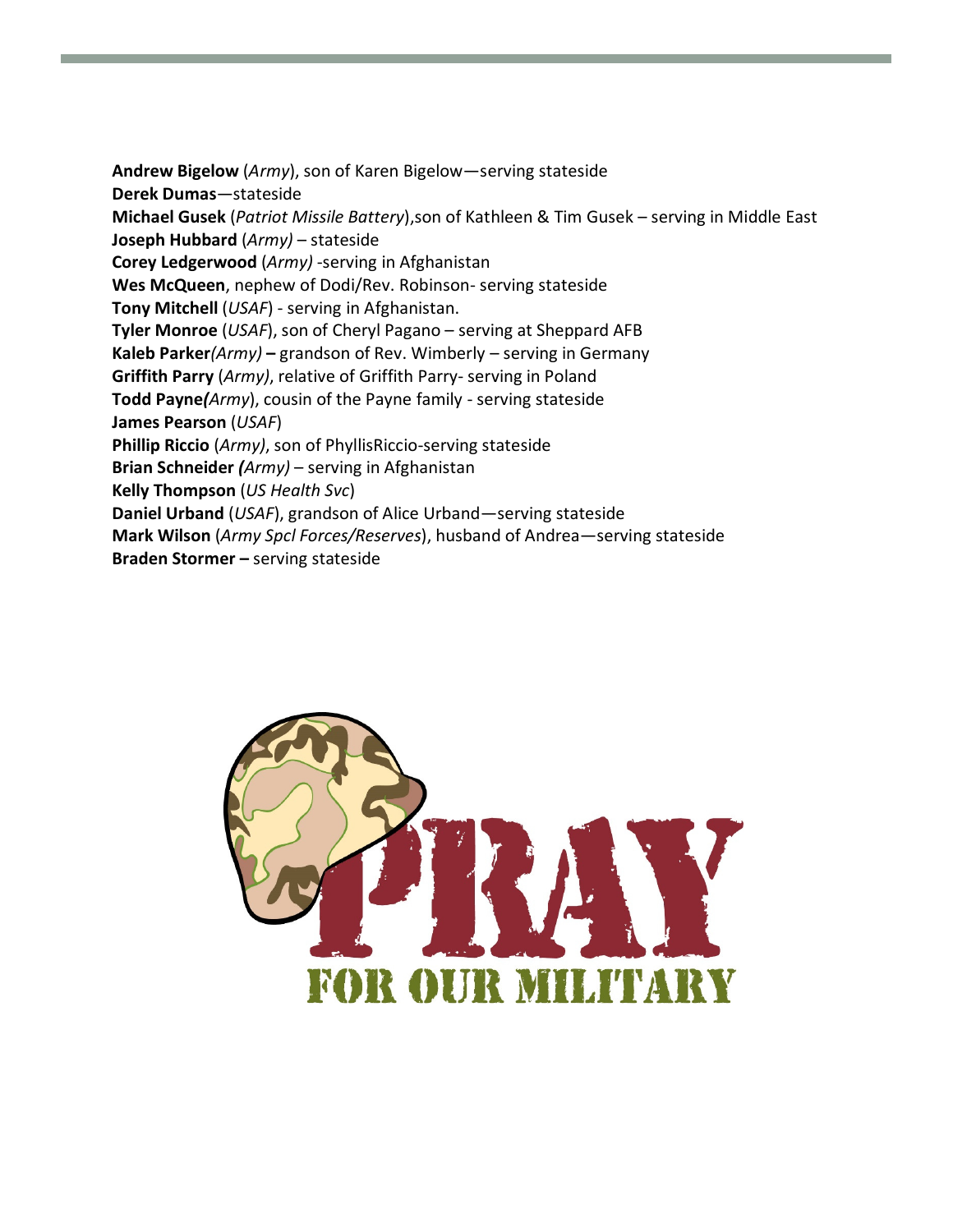**Andrew Bigelow** (*Army*), son of Karen Bigelow—serving stateside
**Derek Dumas**—stateside
**Michael Gusek** (*Patriot Missile Battery*),son of Kathleen & Tim Gusek – serving in Middle East
**Joseph Hubbard** (*Army)* – stateside
**Corey Ledgerwood** (*Army)* -serving in Afghanistan
**Wes McQueen**, nephew of Dodi/Rev. Robinson- serving stateside
**Tony Mitchell** (*USAF*) - serving in Afghanistan.
**Tyler Monroe** (*USAF*), son of Cheryl Pagano – serving at Sheppard AFB
**Kaleb Parker***(Army)* **–** grandson of Rev. Wimberly – serving in Germany
**Griffith Parry** (*Army)*, relative of Griffith Parry- serving in Poland
**Todd Payne*(***Army*), cousin of the Payne family - serving stateside
**James Pearson** (*USAF*)
**Phillip Riccio** (*Army)*, son of PhyllisRiccio-serving stateside
**Brian Schneider *(****Army)* – serving in Afghanistan
**Kelly Thompson** (*US Health Svc*)
**Daniel Urband** (*USAF*), grandson of Alice Urband—serving stateside
**Mark Wilson** (*Army Spcl Forces/Reserves*), husband of Andrea—serving stateside
**Braden Stormer –** serving stateside

PRAY
FOR OUR MILITARY